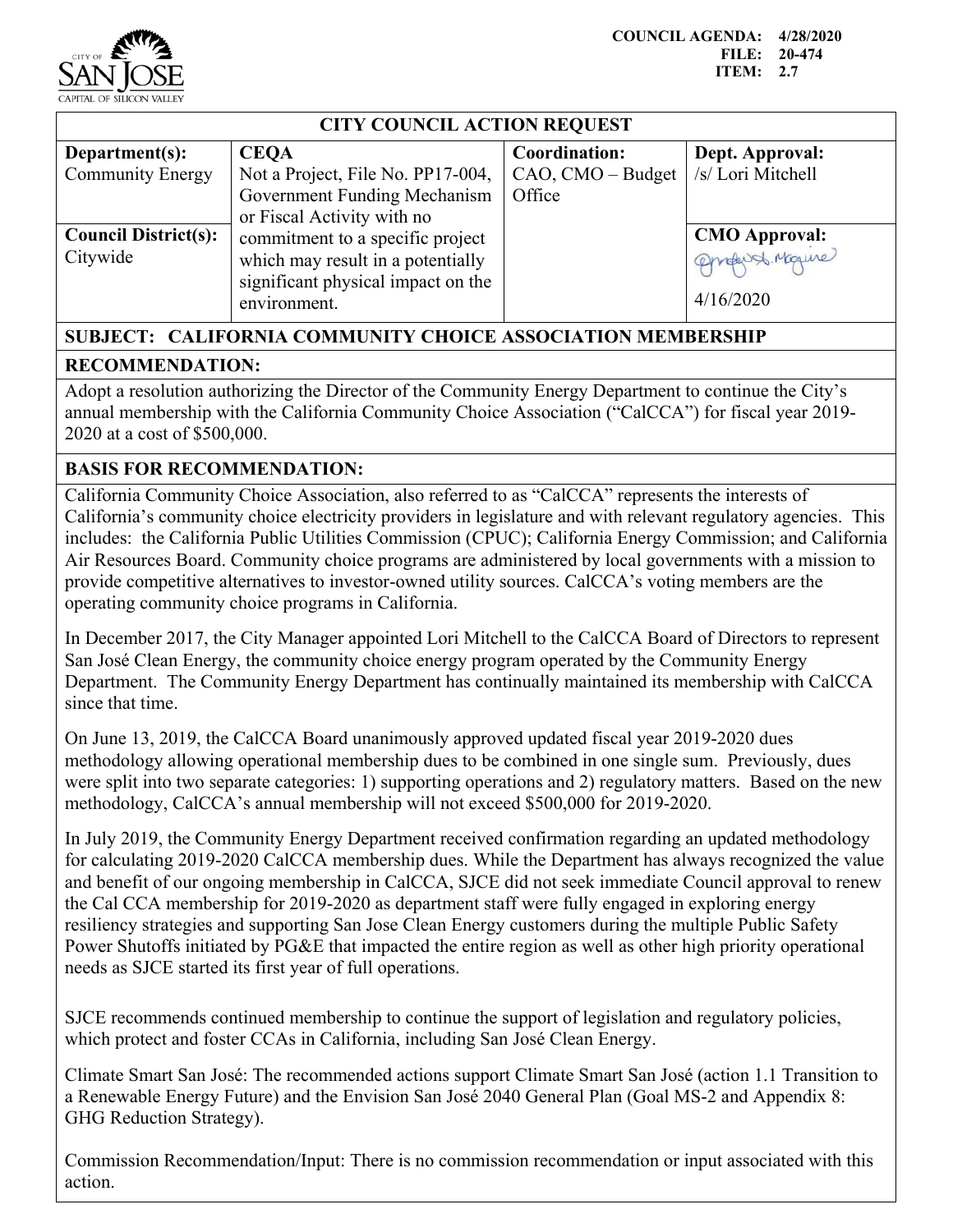COUNCIL AGENDA: 4/28/2020
FILE: 20-474
ITEM: 2.7

| CITY COUNCIL ACTION REQUEST | | | |
|---|---|---|---|
| **Department(s):** Community Energy | **CEQA** Not a Project, File No. PP17-004, Government Funding Mechanism or Fiscal Activity with no commitment to a specific project which may result in a potentially significant physical impact on the environment. | **Coordination:** CAO, CMO – Budget Office | **Dept. Approval:** /s/ Lori Mitchell |
| **Council District(s):** Citywide | | | **CMO Approval:** 4/16/2020 |

## SUBJECT: CALIFORNIA COMMUNITY CHOICE ASSOCIATION MEMBERSHIP

## RECOMMENDATION:

Adopt a resolution authorizing the Director of the Community Energy Department to continue the City's annual membership with the California Community Choice Association ("CalCCA") for fiscal year 2019-2020 at a cost of $500,000.

## BASIS FOR RECOMMENDATION:

California Community Choice Association, also referred to as "CalCCA" represents the interests of California's community choice electricity providers in legislature and with relevant regulatory agencies. This includes: the California Public Utilities Commission (CPUC); California Energy Commission; and California Air Resources Board. Community choice programs are administered by local governments with a mission to provide competitive alternatives to investor-owned utility sources. CalCCA's voting members are the operating community choice programs in California.

In December 2017, the City Manager appointed Lori Mitchell to the CalCCA Board of Directors to represent San José Clean Energy, the community choice energy program operated by the Community Energy Department. The Community Energy Department has continually maintained its membership with CalCCA since that time.

On June 13, 2019, the CalCCA Board unanimously approved updated fiscal year 2019-2020 dues methodology allowing operational membership dues to be combined in one single sum. Previously, dues were split into two separate categories: 1) supporting operations and 2) regulatory matters. Based on the new methodology, CalCCA's annual membership will not exceed $500,000 for 2019-2020.

In July 2019, the Community Energy Department received confirmation regarding an updated methodology for calculating 2019-2020 CalCCA membership dues. While the Department has always recognized the value and benefit of our ongoing membership in CalCCA, SJCE did not seek immediate Council approval to renew the Cal CCA membership for 2019-2020 as department staff were fully engaged in exploring energy resiliency strategies and supporting San Jose Clean Energy customers during the multiple Public Safety Power Shutoffs initiated by PG&E that impacted the entire region as well as other high priority operational needs as SJCE started its first year of full operations.

SJCE recommends continued membership to continue the support of legislation and regulatory policies, which protect and foster CCAs in California, including San José Clean Energy.

Climate Smart San José: The recommended actions support Climate Smart San José (action 1.1 Transition to a Renewable Energy Future) and the Envision San José 2040 General Plan (Goal MS-2 and Appendix 8: GHG Reduction Strategy).

Commission Recommendation/Input: There is no commission recommendation or input associated with this action.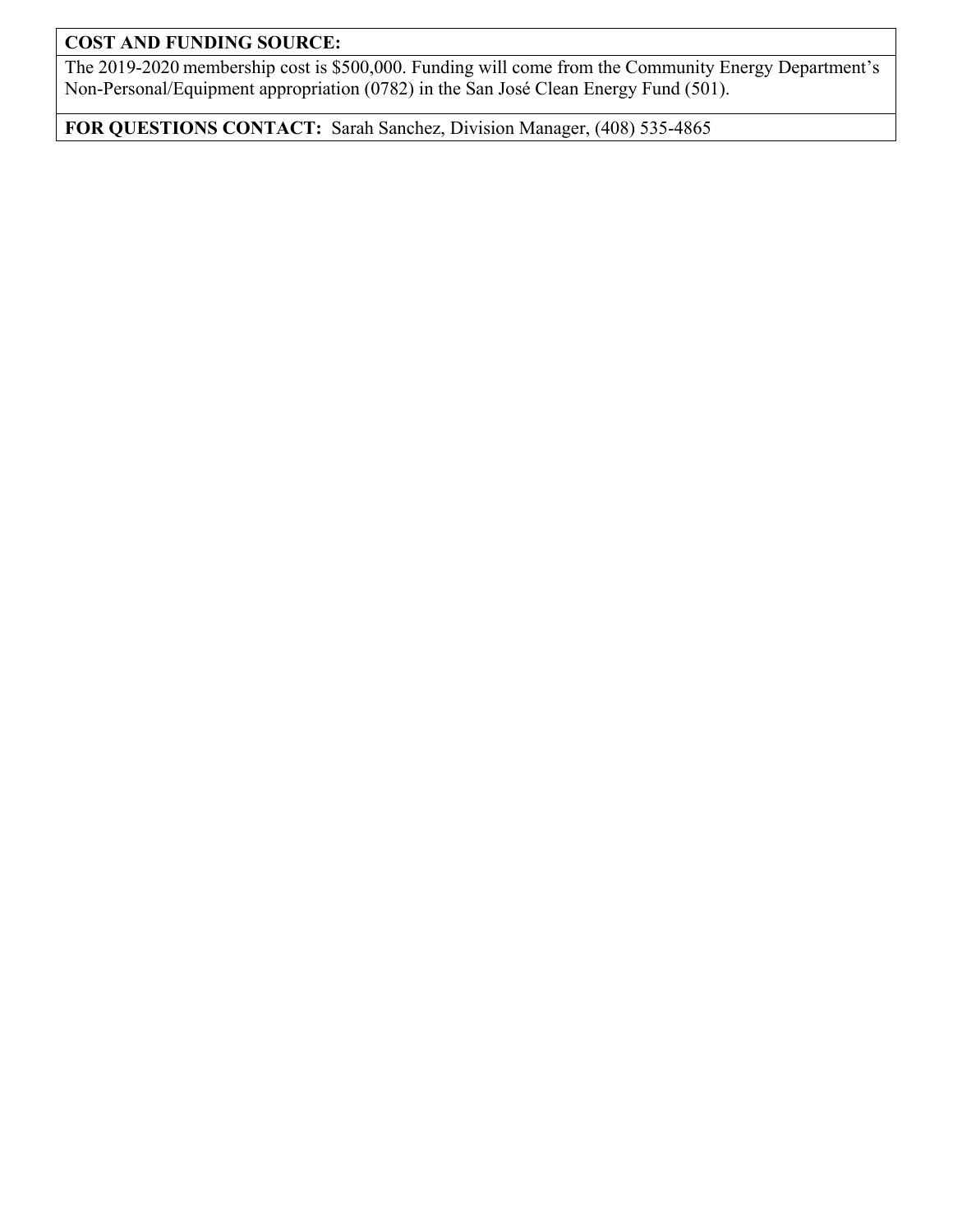**COST AND FUNDING SOURCE:**

The 2019-2020 membership cost is $500,000. Funding will come from the Community Energy Department's Non-Personal/Equipment appropriation (0782) in the San José Clean Energy Fund (501).

**FOR QUESTIONS CONTACT:** Sarah Sanchez, Division Manager, (408) 535-4865